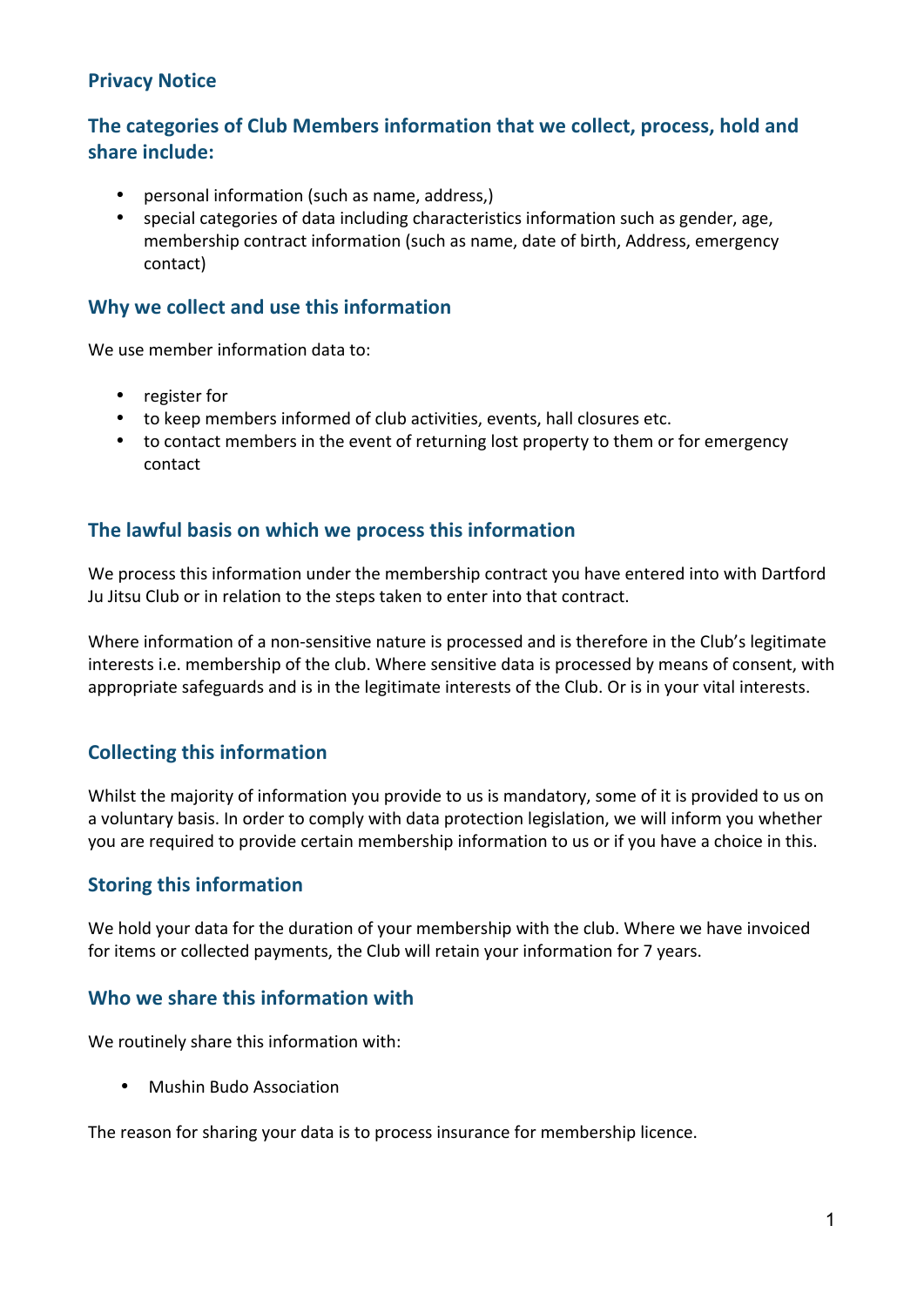## Privacy Notice

## The categories of Club Members information that we collect, process, hold and share include:

- personal information (such as name, address,)
- special categories of data including characteristics information such as gender, age, membership contract information (such as name, date of birth, Address, emergency contact)

### Why we collect and use this information

We use member information data to:

- register for
- to keep members informed of club activities, events, hall closures etc.
- to contact members in the event of returning lost property to them or for emergency contact

### The lawful basis on which we process this information

We process this information under the membership contract you have entered into with Dartford Ju Jitsu Club or in relation to the steps taken to enter into that contract.

Where information of a non-sensitive nature is processed and is therefore in the Club's legitimate interests i.e. membership of the club. Where sensitive data is processed by means of consent, with appropriate safeguards and is in the legitimate interests of the Club. Or is in your vital interests.

### Collecting this information

Whilst the majority of information you provide to us is mandatory, some of it is provided to us on a voluntary basis. In order to comply with data protection legislation, we will inform you whether you are required to provide certain membership information to us or if you have a choice in this.

### Storing this information

We hold your data for the duration of your membership with the club. Where we have invoiced for items or collected payments, the Club will retain your information for 7 years.

### Who we share this information with

We routinely share this information with:

- Mushin Budo Association

The reason for sharing your data is to process insurance for membership licence.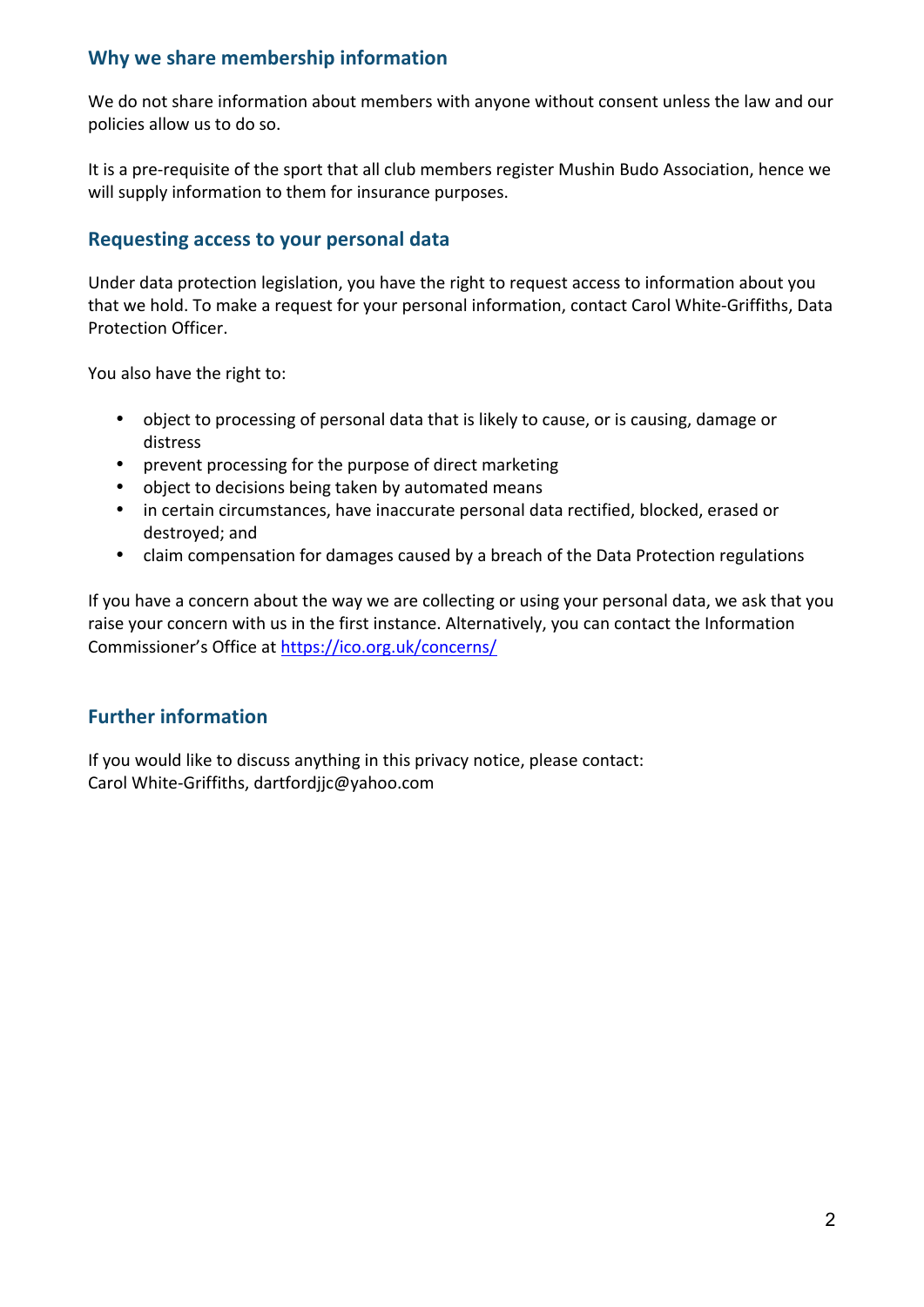## Why we share membership information

We do not share information about members with anyone without consent unless the law and our policies allow us to do so.

It is a pre-requisite of the sport that all club members register Mushin Budo Association, hence we will supply information to them for insurance purposes.

## Requesting access to your personal data

Under data protection legislation, you have the right to request access to information about you that we hold. To make a request for your personal information, contact Carol White-Griffiths, Data Protection Officer.

You also have the right to:

- object to processing of personal data that is likely to cause, or is causing, damage or distress
- prevent processing for the purpose of direct marketing
- object to decisions being taken by automated means
- in certain circumstances, have inaccurate personal data rectified, blocked, erased or destroyed; and
- claim compensation for damages caused by a breach of the Data Protection regulations

If you have a concern about the way we are collecting or using your personal data, we ask that you raise your concern with us in the first instance. Alternatively, you can contact the Information Commissioner's Office at https://ico.org.uk/concerns/

## Further information

If you would like to discuss anything in this privacy notice, please contact:
Carol White-Griffiths, dartfordjjc@yahoo.com